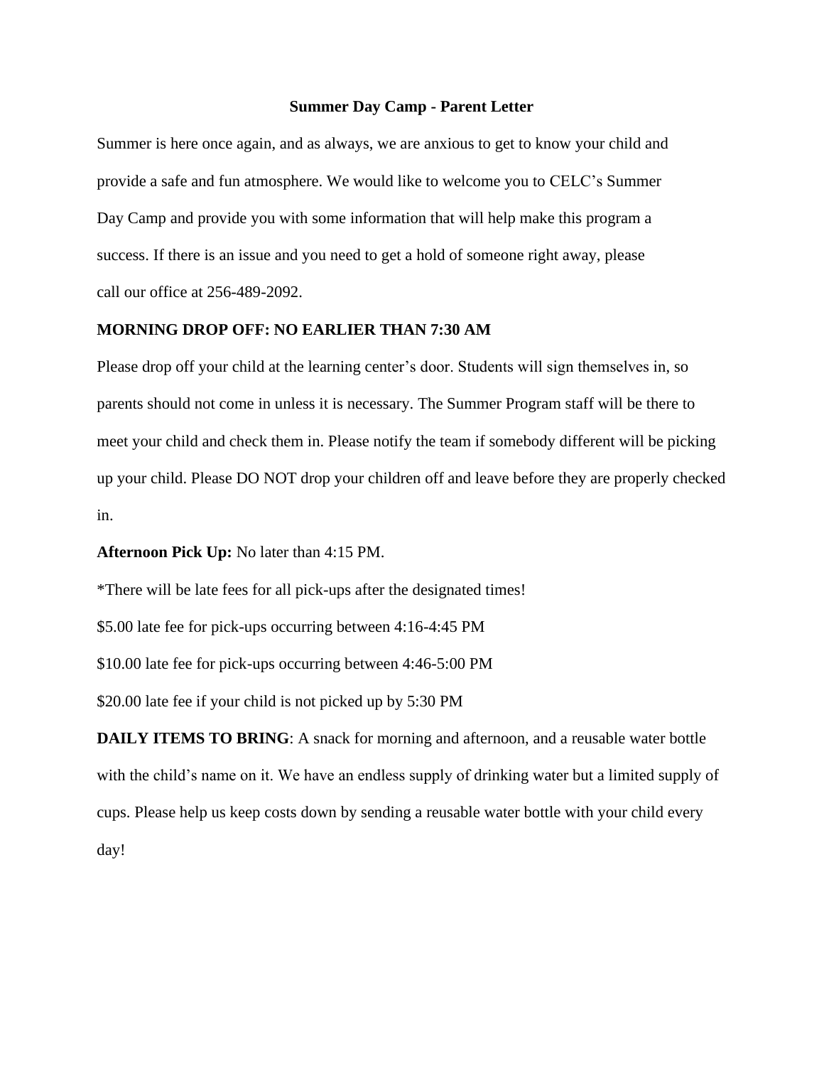**Summer Day Camp - Parent Letter**

Summer is here once again, and as always, we are anxious to get to know your child and provide a safe and fun atmosphere. We would like to welcome you to CELC's Summer Day Camp and provide you with some information that will help make this program a success. If there is an issue and you need to get a hold of someone right away, please call our office at 256-489-2092.

**MORNING DROP OFF: NO EARLIER THAN 7:30 AM**

Please drop off your child at the learning center's door. Students will sign themselves in, so parents should not come in unless it is necessary. The Summer Program staff will be there to meet your child and check them in. Please notify the team if somebody different will be picking up your child. Please DO NOT drop your children off and leave before they are properly checked in.

**Afternoon Pick Up:** No later than 4:15 PM.

*There will be late fees for all pick-ups after the designated times!

$5.00 late fee for pick-ups occurring between 4:16-4:45 PM

$10.00 late fee for pick-ups occurring between 4:46-5:00 PM

$20.00 late fee if your child is not picked up by 5:30 PM

**DAILY ITEMS TO BRING**: A snack for morning and afternoon, and a reusable water bottle with the child's name on it. We have an endless supply of drinking water but a limited supply of cups. Please help us keep costs down by sending a reusable water bottle with your child every day!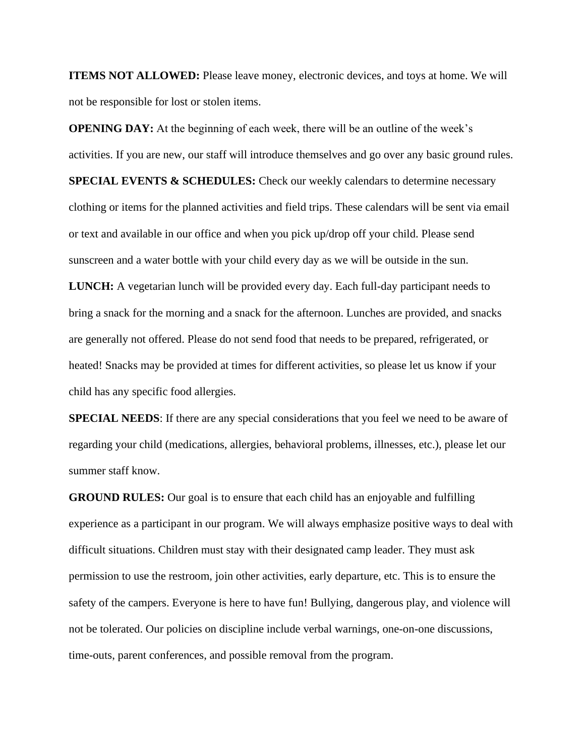**ITEMS NOT ALLOWED:** Please leave money, electronic devices, and toys at home. We will not be responsible for lost or stolen items.

**OPENING DAY:** At the beginning of each week, there will be an outline of the week's activities. If you are new, our staff will introduce themselves and go over any basic ground rules.

**SPECIAL EVENTS & SCHEDULES:** Check our weekly calendars to determine necessary clothing or items for the planned activities and field trips. These calendars will be sent via email or text and available in our office and when you pick up/drop off your child. Please send sunscreen and a water bottle with your child every day as we will be outside in the sun.

**LUNCH:** A vegetarian lunch will be provided every day. Each full-day participant needs to bring a snack for the morning and a snack for the afternoon. Lunches are provided, and snacks are generally not offered. Please do not send food that needs to be prepared, refrigerated, or heated! Snacks may be provided at times for different activities, so please let us know if your child has any specific food allergies.

**SPECIAL NEEDS**: If there are any special considerations that you feel we need to be aware of regarding your child (medications, allergies, behavioral problems, illnesses, etc.), please let our summer staff know.

**GROUND RULES:** Our goal is to ensure that each child has an enjoyable and fulfilling experience as a participant in our program. We will always emphasize positive ways to deal with difficult situations. Children must stay with their designated camp leader. They must ask permission to use the restroom, join other activities, early departure, etc. This is to ensure the safety of the campers. Everyone is here to have fun! Bullying, dangerous play, and violence will not be tolerated. Our policies on discipline include verbal warnings, one-on-one discussions, time-outs, parent conferences, and possible removal from the program.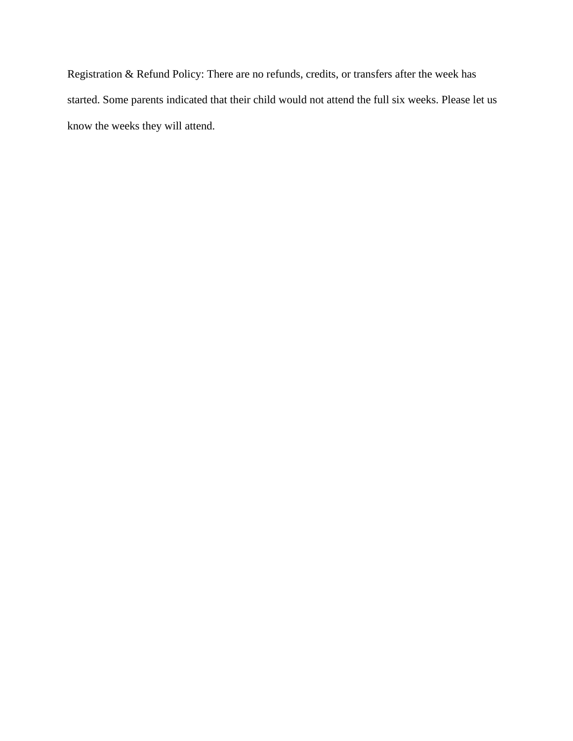Registration & Refund Policy: There are no refunds, credits, or transfers after the week has started. Some parents indicated that their child would not attend the full six weeks. Please let us know the weeks they will attend.